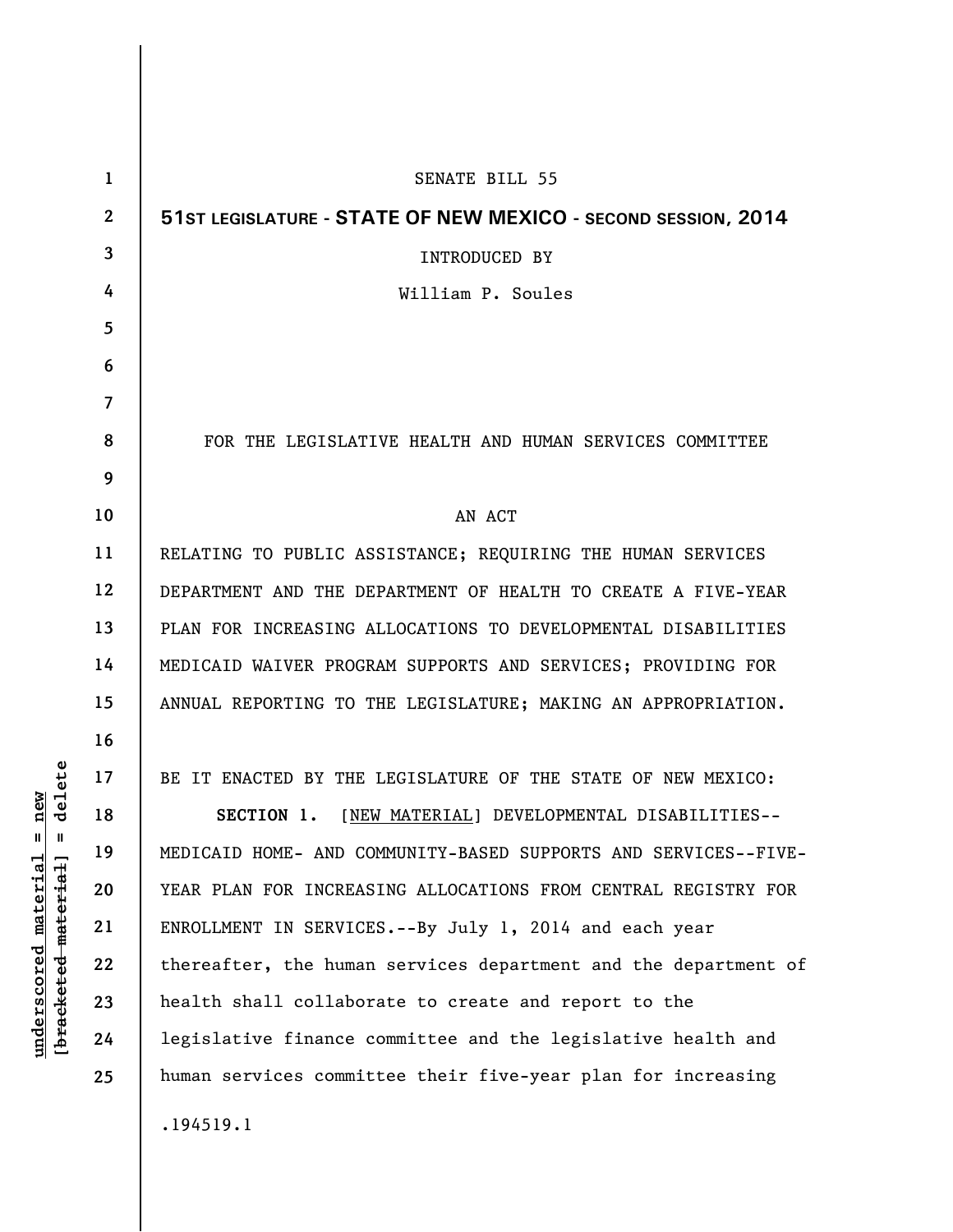SENATE BILL 55

**51ST LEGISLATURE - STATE OF NEW MEXICO - SECOND SESSION, 2014**

INTRODUCED BY

William P. Soules

FOR THE LEGISLATIVE HEALTH AND HUMAN SERVICES COMMITTEE

AN ACT

RELATING TO PUBLIC ASSISTANCE; REQUIRING THE HUMAN SERVICES DEPARTMENT AND THE DEPARTMENT OF HEALTH TO CREATE A FIVE-YEAR PLAN FOR INCREASING ALLOCATIONS TO DEVELOPMENTAL DISABILITIES MEDICAID WAIVER PROGRAM SUPPORTS AND SERVICES; PROVIDING FOR ANNUAL REPORTING TO THE LEGISLATURE; MAKING AN APPROPRIATION.

BE IT ENACTED BY THE LEGISLATURE OF THE STATE OF NEW MEXICO:

**SECTION 1.** [NEW MATERIAL] DEVELOPMENTAL DISABILITIES--MEDICAID HOME- AND COMMUNITY-BASED SUPPORTS AND SERVICES--FIVE-YEAR PLAN FOR INCREASING ALLOCATIONS FROM CENTRAL REGISTRY FOR ENROLLMENT IN SERVICES.--By July 1, 2014 and each year thereafter, the human services department and the department of health shall collaborate to create and report to the legislative finance committee and the legislative health and human services committee their five-year plan for increasing

.194519.1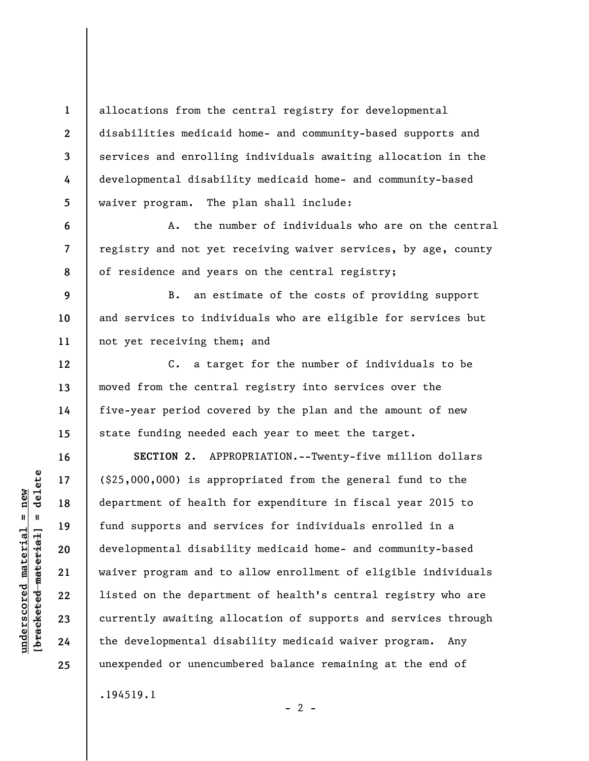allocations from the central registry for developmental disabilities medicaid home- and community-based supports and services and enrolling individuals awaiting allocation in the developmental disability medicaid home- and community-based waiver program. The plan shall include:

A. the number of individuals who are on the central registry and not yet receiving waiver services, by age, county of residence and years on the central registry;

B. an estimate of the costs of providing support and services to individuals who are eligible for services but not yet receiving them; and

C. a target for the number of individuals to be moved from the central registry into services over the five-year period covered by the plan and the amount of new state funding needed each year to meet the target.

**SECTION 2.** APPROPRIATION.--Twenty-five million dollars ($25,000,000) is appropriated from the general fund to the department of health for expenditure in fiscal year 2015 to fund supports and services for individuals enrolled in a developmental disability medicaid home- and community-based waiver program and to allow enrollment of eligible individuals listed on the department of health's central registry who are currently awaiting allocation of supports and services through the developmental disability medicaid waiver program. Any unexpended or unencumbered balance remaining at the end of

.194519.1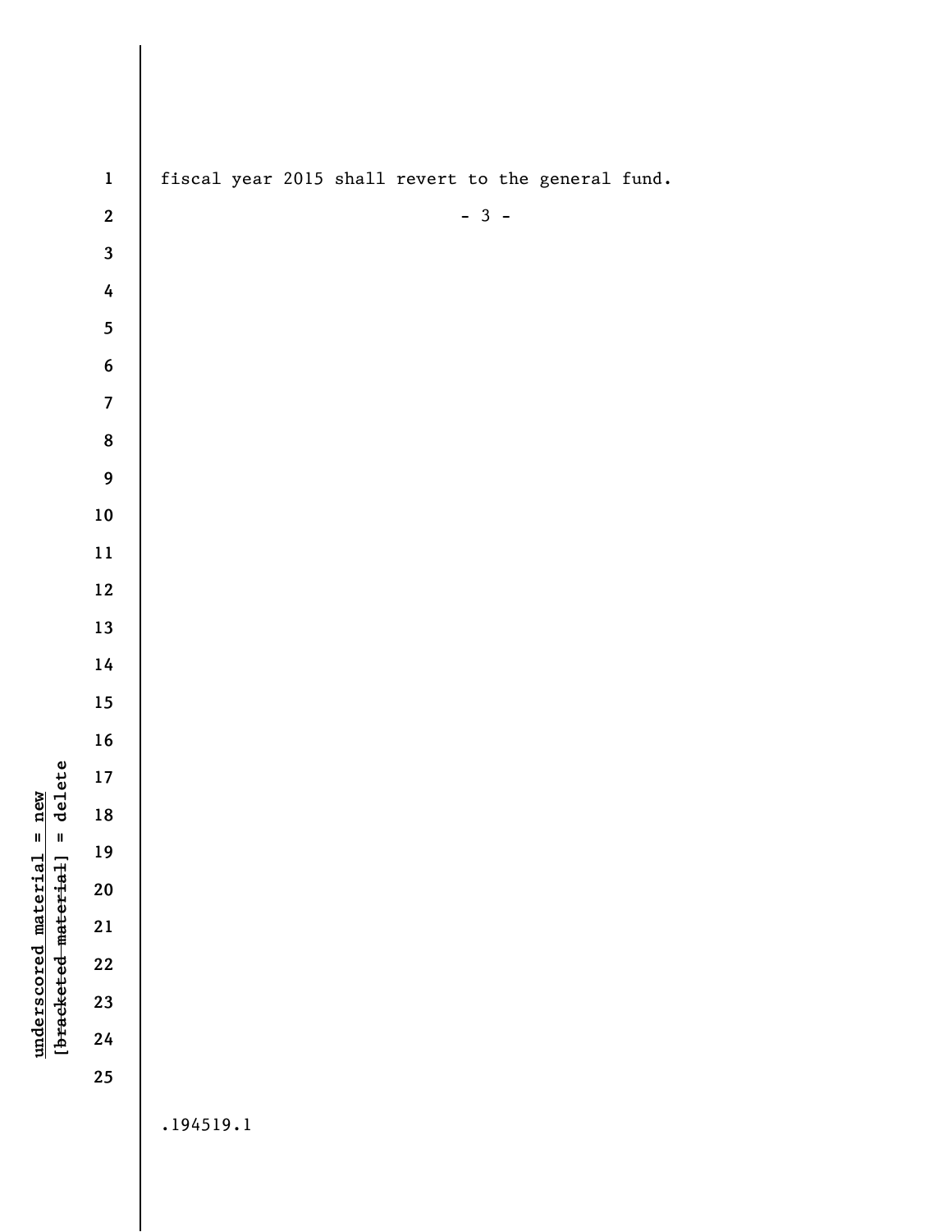fiscal year 2015 shall revert to the general fund.